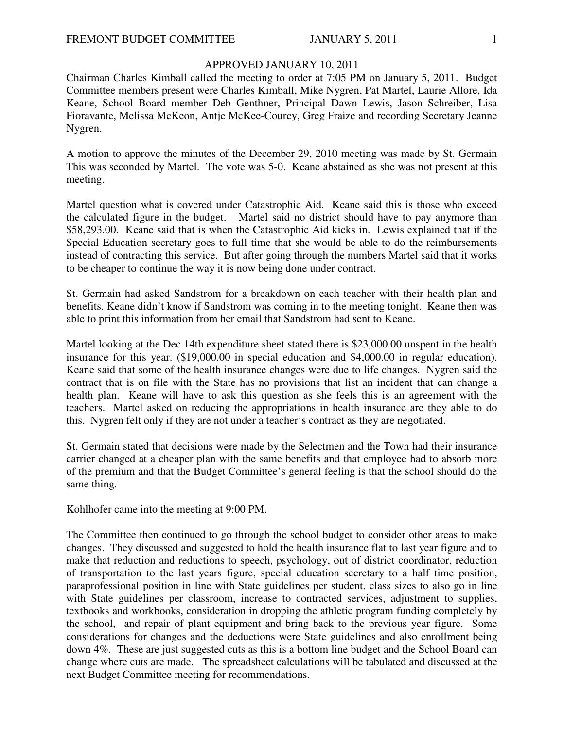APPROVED JANUARY 10, 2011

Chairman Charles Kimball called the meeting to order at 7:05 PM on January 5, 2011. Budget Committee members present were Charles Kimball, Mike Nygren, Pat Martel, Laurie Allore, Ida Keane, School Board member Deb Genthner, Principal Dawn Lewis, Jason Schreiber, Lisa Fioravante, Melissa McKeon, Antje McKee-Courcy, Greg Fraize and recording Secretary Jeanne Nygren.

A motion to approve the minutes of the December 29, 2010 meeting was made by St. Germain This was seconded by Martel. The vote was 5-0. Keane abstained as she was not present at this meeting.

Martel question what is covered under Catastrophic Aid. Keane said this is those who exceed the calculated figure in the budget. Martel said no district should have to pay anymore than $58,293.00. Keane said that is when the Catastrophic Aid kicks in. Lewis explained that if the Special Education secretary goes to full time that she would be able to do the reimbursements instead of contracting this service. But after going through the numbers Martel said that it works to be cheaper to continue the way it is now being done under contract.

St. Germain had asked Sandstrom for a breakdown on each teacher with their health plan and benefits. Keane didn't know if Sandstrom was coming in to the meeting tonight. Keane then was able to print this information from her email that Sandstrom had sent to Keane.

Martel looking at the Dec 14th expenditure sheet stated there is $23,000.00 unspent in the health insurance for this year. ($19,000.00 in special education and $4,000.00 in regular education). Keane said that some of the health insurance changes were due to life changes. Nygren said the contract that is on file with the State has no provisions that list an incident that can change a health plan. Keane will have to ask this question as she feels this is an agreement with the teachers. Martel asked on reducing the appropriations in health insurance are they able to do this. Nygren felt only if they are not under a teacher's contract as they are negotiated.

St. Germain stated that decisions were made by the Selectmen and the Town had their insurance carrier changed at a cheaper plan with the same benefits and that employee had to absorb more of the premium and that the Budget Committee's general feeling is that the school should do the same thing.

Kohlhofer came into the meeting at 9:00 PM.

The Committee then continued to go through the school budget to consider other areas to make changes. They discussed and suggested to hold the health insurance flat to last year figure and to make that reduction and reductions to speech, psychology, out of district coordinator, reduction of transportation to the last years figure, special education secretary to a half time position, paraprofessional position in line with State guidelines per student, class sizes to also go in line with State guidelines per classroom, increase to contracted services, adjustment to supplies, textbooks and workbooks, consideration in dropping the athletic program funding completely by the school, and repair of plant equipment and bring back to the previous year figure. Some considerations for changes and the deductions were State guidelines and also enrollment being down 4%. These are just suggested cuts as this is a bottom line budget and the School Board can change where cuts are made. The spreadsheet calculations will be tabulated and discussed at the next Budget Committee meeting for recommendations.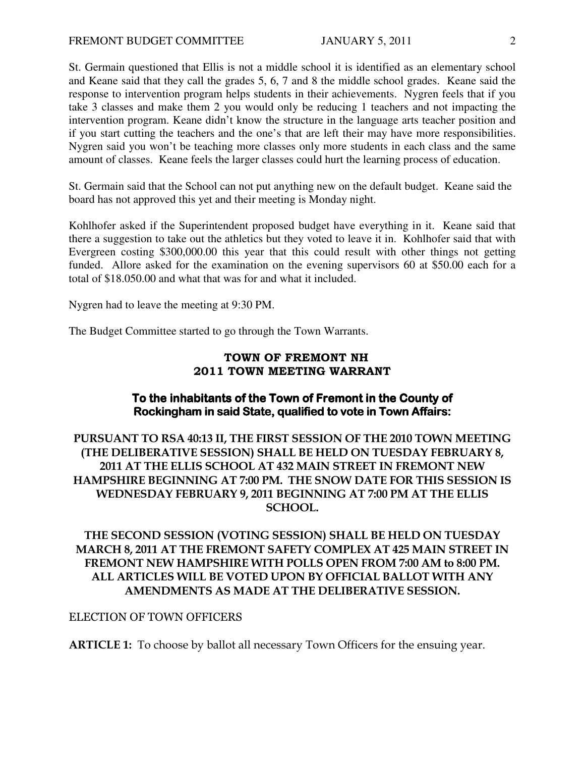St. Germain questioned that Ellis is not a middle school it is identified as an elementary school and Keane said that they call the grades 5, 6, 7 and 8 the middle school grades. Keane said the response to intervention program helps students in their achievements. Nygren feels that if you take 3 classes and make them 2 you would only be reducing 1 teachers and not impacting the intervention program. Keane didn't know the structure in the language arts teacher position and if you start cutting the teachers and the one's that are left their may have more responsibilities. Nygren said you won't be teaching more classes only more students in each class and the same amount of classes. Keane feels the larger classes could hurt the learning process of education.

St. Germain said that the School can not put anything new on the default budget. Keane said the board has not approved this yet and their meeting is Monday night.

Kohlhofer asked if the Superintendent proposed budget have everything in it. Keane said that there a suggestion to take out the athletics but they voted to leave it in. Kohlhofer said that with Evergreen costing $300,000.00 this year that this could result with other things not getting funded. Allore asked for the examination on the evening supervisors 60 at $50.00 each for a total of $18.050.00 and what that was for and what it included.

Nygren had to leave the meeting at 9:30 PM.

The Budget Committee started to go through the Town Warrants.

## TOWN OF FREMONT NH
## 2011 TOWN MEETING WARRANT

### To the inhabitants of the Town of Fremont in the County of Rockingham in said State, qualified to vote in Town Affairs:

**PURSUANT TO RSA 40:13 II, THE FIRST SESSION OF THE 2010 TOWN MEETING (THE DELIBERATIVE SESSION) SHALL BE HELD ON TUESDAY FEBRUARY 8, 2011 AT THE ELLIS SCHOOL AT 432 MAIN STREET IN FREMONT NEW HAMPSHIRE BEGINNING AT 7:00 PM. THE SNOW DATE FOR THIS SESSION IS WEDNESDAY FEBRUARY 9, 2011 BEGINNING AT 7:00 PM AT THE ELLIS SCHOOL.**

**THE SECOND SESSION (VOTING SESSION) SHALL BE HELD ON TUESDAY MARCH 8, 2011 AT THE FREMONT SAFETY COMPLEX AT 425 MAIN STREET IN FREMONT NEW HAMPSHIRE WITH POLLS OPEN FROM 7:00 AM to 8:00 PM. ALL ARTICLES WILL BE VOTED UPON BY OFFICIAL BALLOT WITH ANY AMENDMENTS AS MADE AT THE DELIBERATIVE SESSION.**

ELECTION OF TOWN OFFICERS

**ARTICLE 1:** To choose by ballot all necessary Town Officers for the ensuing year.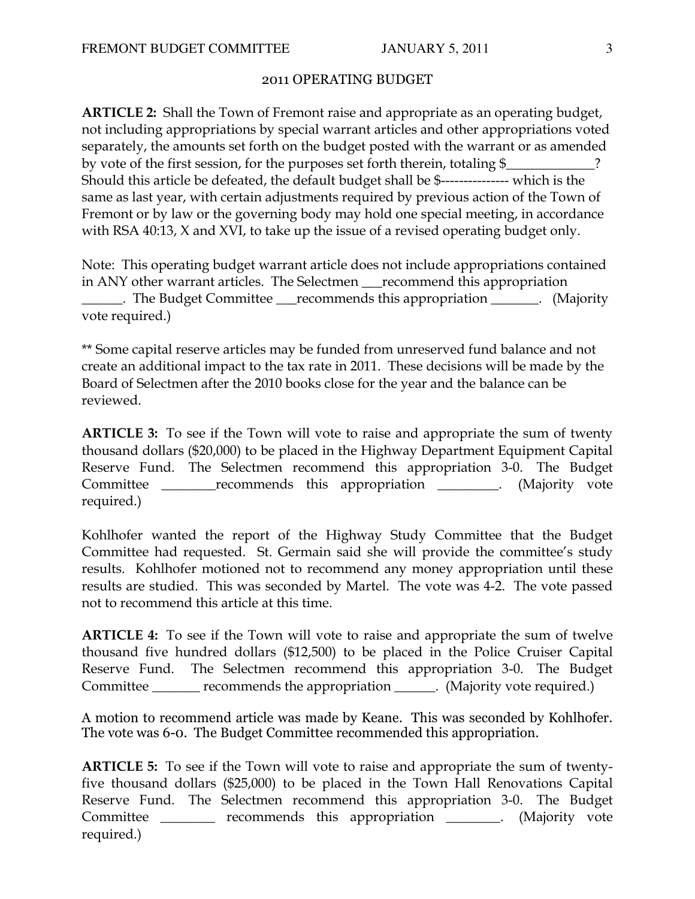## 2011 OPERATING BUDGET

**ARTICLE 2:** Shall the Town of Fremont raise and appropriate as an operating budget, not including appropriations by special warrant articles and other appropriations voted separately, the amounts set forth on the budget posted with the warrant or as amended by vote of the first session, for the purposes set forth therein, totaling $____________? Should this article be defeated, the default budget shall be $--------------- which is the same as last year, with certain adjustments required by previous action of the Town of Fremont or by law or the governing body may hold one special meeting, in accordance with RSA 40:13, X and XVI, to take up the issue of a revised operating budget only.

Note: This operating budget warrant article does not include appropriations contained in ANY other warrant articles. The Selectmen ___recommend this appropriation ______. The Budget Committee ___recommends this appropriation _______. (Majority vote required.)

** Some capital reserve articles may be funded from unreserved fund balance and not create an additional impact to the tax rate in 2011. These decisions will be made by the Board of Selectmen after the 2010 books close for the year and the balance can be reviewed.

**ARTICLE 3:** To see if the Town will vote to raise and appropriate the sum of twenty thousand dollars ($20,000) to be placed in the Highway Department Equipment Capital Reserve Fund. The Selectmen recommend this appropriation 3-0. The Budget Committee ________recommends this appropriation _________. (Majority vote required.)

Kohlhofer wanted the report of the Highway Study Committee that the Budget Committee had requested. St. Germain said she will provide the committee's study results. Kohlhofer motioned not to recommend any money appropriation until these results are studied. This was seconded by Martel. The vote was 4-2. The vote passed not to recommend this article at this time.

**ARTICLE 4:** To see if the Town will vote to raise and appropriate the sum of twelve thousand five hundred dollars ($12,500) to be placed in the Police Cruiser Capital Reserve Fund. The Selectmen recommend this appropriation 3-0. The Budget Committee _______ recommends the appropriation ______. (Majority vote required.)

A motion to recommend article was made by Keane. This was seconded by Kohlhofer. The vote was 6-0. The Budget Committee recommended this appropriation.

**ARTICLE 5:** To see if the Town will vote to raise and appropriate the sum of twenty-five thousand dollars ($25,000) to be placed in the Town Hall Renovations Capital Reserve Fund. The Selectmen recommend this appropriation 3-0. The Budget Committee ________ recommends this appropriation ________. (Majority vote required.)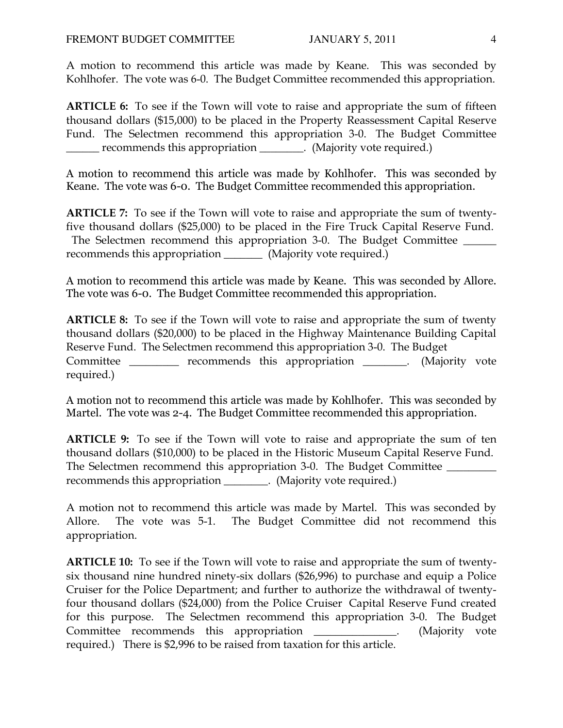A motion to recommend this article was made by Keane. This was seconded by Kohlhofer. The vote was 6-0. The Budget Committee recommended this appropriation.

**ARTICLE 6:** To see if the Town will vote to raise and appropriate the sum of fifteen thousand dollars ($15,000) to be placed in the Property Reassessment Capital Reserve Fund. The Selectmen recommend this appropriation 3-0. The Budget Committee ______ recommends this appropriation ________. (Majority vote required.)

A motion to recommend this article was made by Kohlhofer. This was seconded by Keane. The vote was 6-0. The Budget Committee recommended this appropriation.

**ARTICLE 7:** To see if the Town will vote to raise and appropriate the sum of twenty-five thousand dollars ($25,000) to be placed in the Fire Truck Capital Reserve Fund. The Selectmen recommend this appropriation 3-0. The Budget Committee ______ recommends this appropriation _______ (Majority vote required.)

A motion to recommend this article was made by Keane. This was seconded by Allore. The vote was 6-0. The Budget Committee recommended this appropriation.

**ARTICLE 8:** To see if the Town will vote to raise and appropriate the sum of twenty thousand dollars ($20,000) to be placed in the Highway Maintenance Building Capital Reserve Fund. The Selectmen recommend this appropriation 3-0. The Budget Committee _________ recommends this appropriation ________. (Majority vote required.)

A motion not to recommend this article was made by Kohlhofer. This was seconded by Martel. The vote was 2-4. The Budget Committee recommended this appropriation.

**ARTICLE 9:** To see if the Town will vote to raise and appropriate the sum of ten thousand dollars ($10,000) to be placed in the Historic Museum Capital Reserve Fund. The Selectmen recommend this appropriation 3-0. The Budget Committee _________ recommends this appropriation ________. (Majority vote required.)

A motion not to recommend this article was made by Martel. This was seconded by Allore. The vote was 5-1. The Budget Committee did not recommend this appropriation.

**ARTICLE 10:** To see if the Town will vote to raise and appropriate the sum of twenty-six thousand nine hundred ninety-six dollars ($26,996) to purchase and equip a Police Cruiser for the Police Department; and further to authorize the withdrawal of twenty-four thousand dollars ($24,000) from the Police Cruiser Capital Reserve Fund created for this purpose. The Selectmen recommend this appropriation 3-0. The Budget Committee recommends this appropriation _______________. (Majority vote required.) There is $2,996 to be raised from taxation for this article.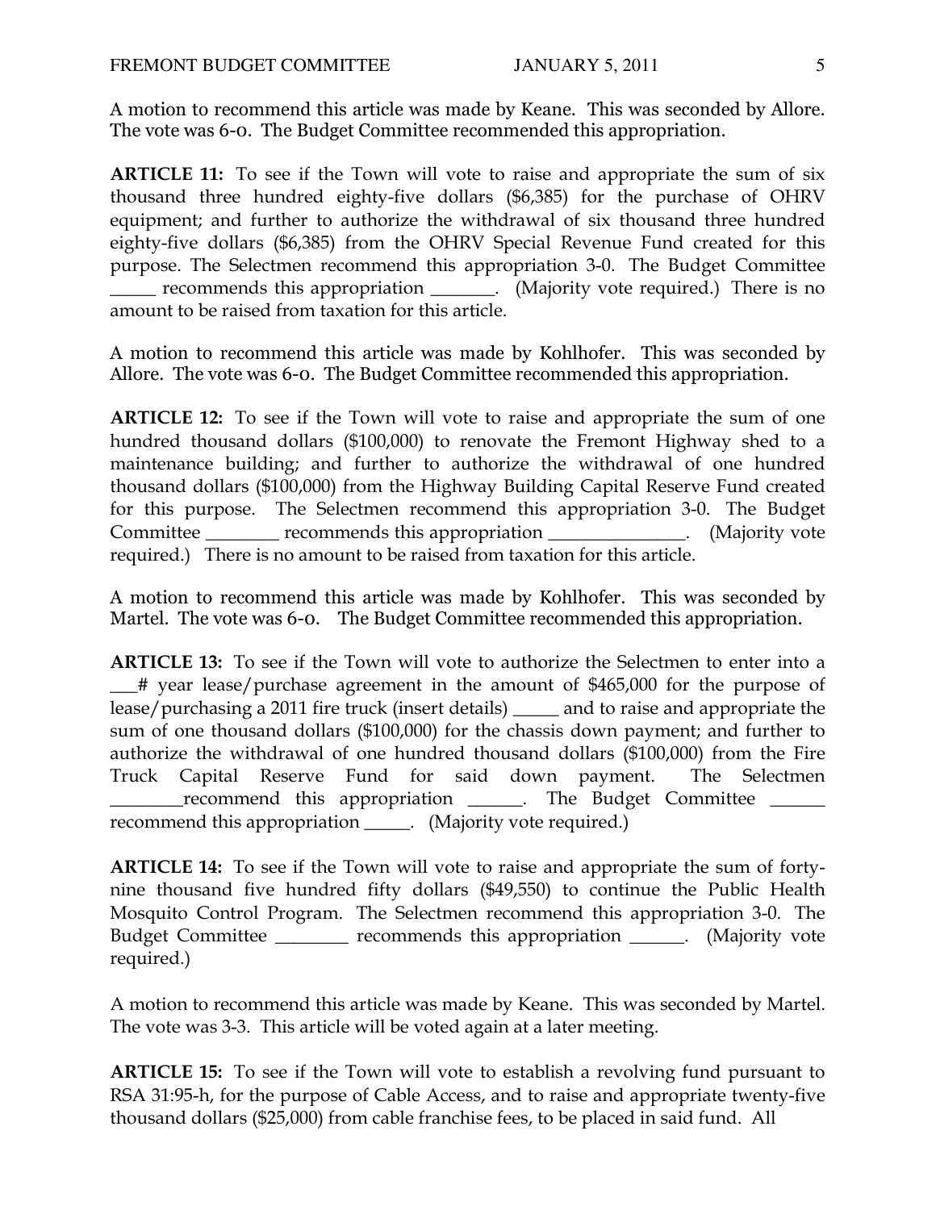A motion to recommend this article was made by Keane. This was seconded by Allore. The vote was 6-0. The Budget Committee recommended this appropriation.

**ARTICLE 11:** To see if the Town will vote to raise and appropriate the sum of six thousand three hundred eighty-five dollars ($6,385) for the purchase of OHRV equipment; and further to authorize the withdrawal of six thousand three hundred eighty-five dollars ($6,385) from the OHRV Special Revenue Fund created for this purpose. The Selectmen recommend this appropriation 3-0. The Budget Committee _____ recommends this appropriation _______. (Majority vote required.) There is no amount to be raised from taxation for this article.

A motion to recommend this article was made by Kohlhofer. This was seconded by Allore. The vote was 6-0. The Budget Committee recommended this appropriation.

**ARTICLE 12:** To see if the Town will vote to raise and appropriate the sum of one hundred thousand dollars ($100,000) to renovate the Fremont Highway shed to a maintenance building; and further to authorize the withdrawal of one hundred thousand dollars ($100,000) from the Highway Building Capital Reserve Fund created for this purpose. The Selectmen recommend this appropriation 3-0. The Budget Committee ________ recommends this appropriation ______________. (Majority vote required.) There is no amount to be raised from taxation for this article.

A motion to recommend this article was made by Kohlhofer. This was seconded by Martel. The vote was 6-0. The Budget Committee recommended this appropriation.

**ARTICLE 13:** To see if the Town will vote to authorize the Selectmen to enter into a ___# year lease/purchase agreement in the amount of $465,000 for the purpose of lease/purchasing a 2011 fire truck (insert details) _____ and to raise and appropriate the sum of one thousand dollars ($100,000) for the chassis down payment; and further to authorize the withdrawal of one hundred thousand dollars ($100,000) from the Fire Truck Capital Reserve Fund for said down payment. The Selectmen ________recommend this appropriation ______. The Budget Committee ______ recommend this appropriation _____. (Majority vote required.)

**ARTICLE 14:** To see if the Town will vote to raise and appropriate the sum of forty-nine thousand five hundred fifty dollars ($49,550) to continue the Public Health Mosquito Control Program. The Selectmen recommend this appropriation 3-0. The Budget Committee ________ recommends this appropriation ______. (Majority vote required.)

A motion to recommend this article was made by Keane. This was seconded by Martel. The vote was 3-3. This article will be voted again at a later meeting.

**ARTICLE 15:** To see if the Town will vote to establish a revolving fund pursuant to RSA 31:95-h, for the purpose of Cable Access, and to raise and appropriate twenty-five thousand dollars ($25,000) from cable franchise fees, to be placed in said fund. All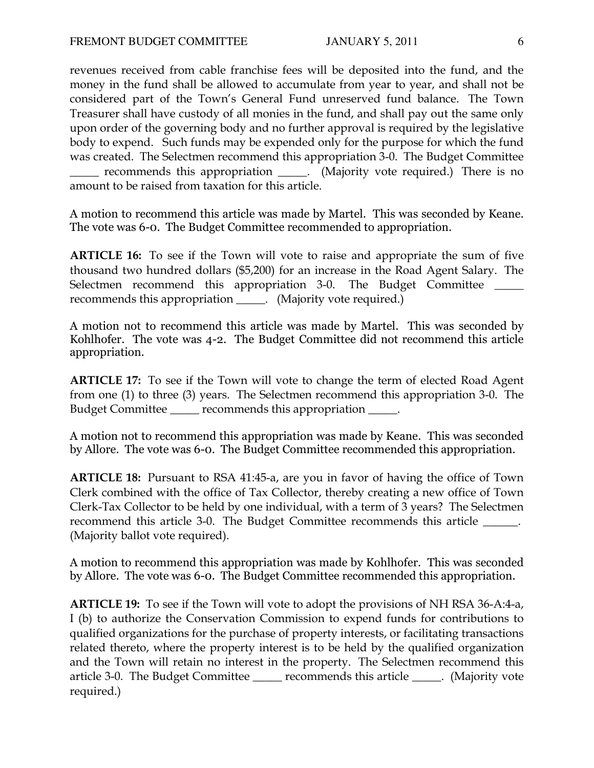revenues received from cable franchise fees will be deposited into the fund, and the money in the fund shall be allowed to accumulate from year to year, and shall not be considered part of the Town's General Fund unreserved fund balance. The Town Treasurer shall have custody of all monies in the fund, and shall pay out the same only upon order of the governing body and no further approval is required by the legislative body to expend. Such funds may be expended only for the purpose for which the fund was created. The Selectmen recommend this appropriation 3-0. The Budget Committee _____ recommends this appropriation _____. (Majority vote required.) There is no amount to be raised from taxation for this article.

A motion to recommend this article was made by Martel. This was seconded by Keane. The vote was 6-0. The Budget Committee recommended to appropriation.

**ARTICLE 16:** To see if the Town will vote to raise and appropriate the sum of five thousand two hundred dollars ($5,200) for an increase in the Road Agent Salary. The Selectmen recommend this appropriation 3-0. The Budget Committee _____ recommends this appropriation _____. (Majority vote required.)

A motion not to recommend this article was made by Martel. This was seconded by Kohlhofer. The vote was 4-2. The Budget Committee did not recommend this article appropriation.

**ARTICLE 17:** To see if the Town will vote to change the term of elected Road Agent from one (1) to three (3) years. The Selectmen recommend this appropriation 3-0. The Budget Committee _____ recommends this appropriation _____.

A motion not to recommend this appropriation was made by Keane. This was seconded by Allore. The vote was 6-0. The Budget Committee recommended this appropriation.

**ARTICLE 18:** Pursuant to RSA 41:45-a, are you in favor of having the office of Town Clerk combined with the office of Tax Collector, thereby creating a new office of Town Clerk-Tax Collector to be held by one individual, with a term of 3 years? The Selectmen recommend this article 3-0. The Budget Committee recommends this article ______. (Majority ballot vote required).

A motion to recommend this appropriation was made by Kohlhofer. This was seconded by Allore. The vote was 6-0. The Budget Committee recommended this appropriation.

**ARTICLE 19:** To see if the Town will vote to adopt the provisions of NH RSA 36-A:4-a, I (b) to authorize the Conservation Commission to expend funds for contributions to qualified organizations for the purchase of property interests, or facilitating transactions related thereto, where the property interest is to be held by the qualified organization and the Town will retain no interest in the property. The Selectmen recommend this article 3-0. The Budget Committee _____ recommends this article _____. (Majority vote required.)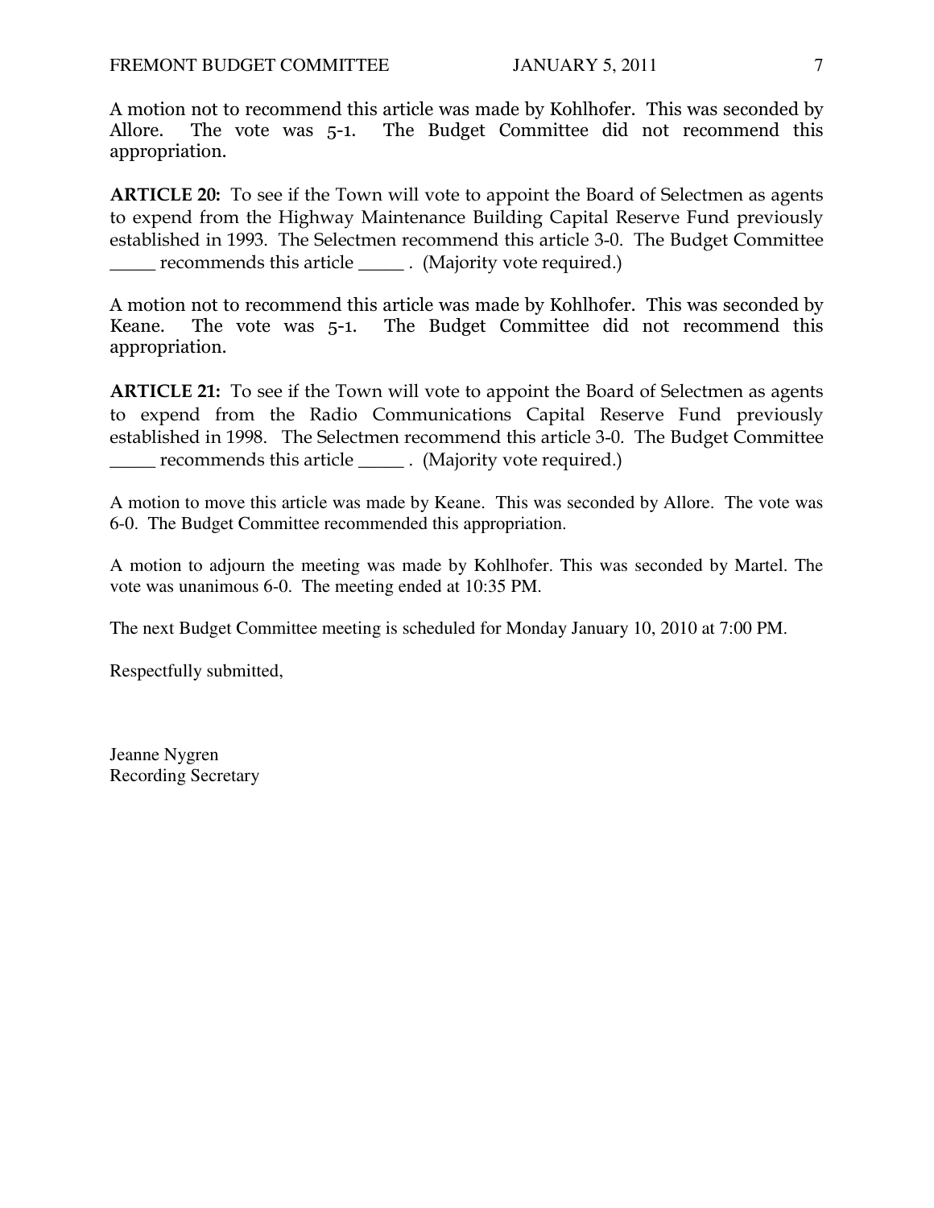A motion not to recommend this article was made by Kohlhofer. This was seconded by Allore. The vote was 5-1. The Budget Committee did not recommend this appropriation.

**ARTICLE 20:** To see if the Town will vote to appoint the Board of Selectmen as agents to expend from the Highway Maintenance Building Capital Reserve Fund previously established in 1993. The Selectmen recommend this article 3-0. The Budget Committee _____ recommends this article _____ . (Majority vote required.)

A motion not to recommend this article was made by Kohlhofer. This was seconded by Keane. The vote was 5-1. The Budget Committee did not recommend this appropriation.

**ARTICLE 21:** To see if the Town will vote to appoint the Board of Selectmen as agents to expend from the Radio Communications Capital Reserve Fund previously established in 1998. The Selectmen recommend this article 3-0. The Budget Committee _____ recommends this article _____ . (Majority vote required.)

A motion to move this article was made by Keane. This was seconded by Allore. The vote was 6-0. The Budget Committee recommended this appropriation.

A motion to adjourn the meeting was made by Kohlhofer. This was seconded by Martel. The vote was unanimous 6-0. The meeting ended at 10:35 PM.

The next Budget Committee meeting is scheduled for Monday January 10, 2010 at 7:00 PM.

Respectfully submitted,

Jeanne Nygren
Recording Secretary